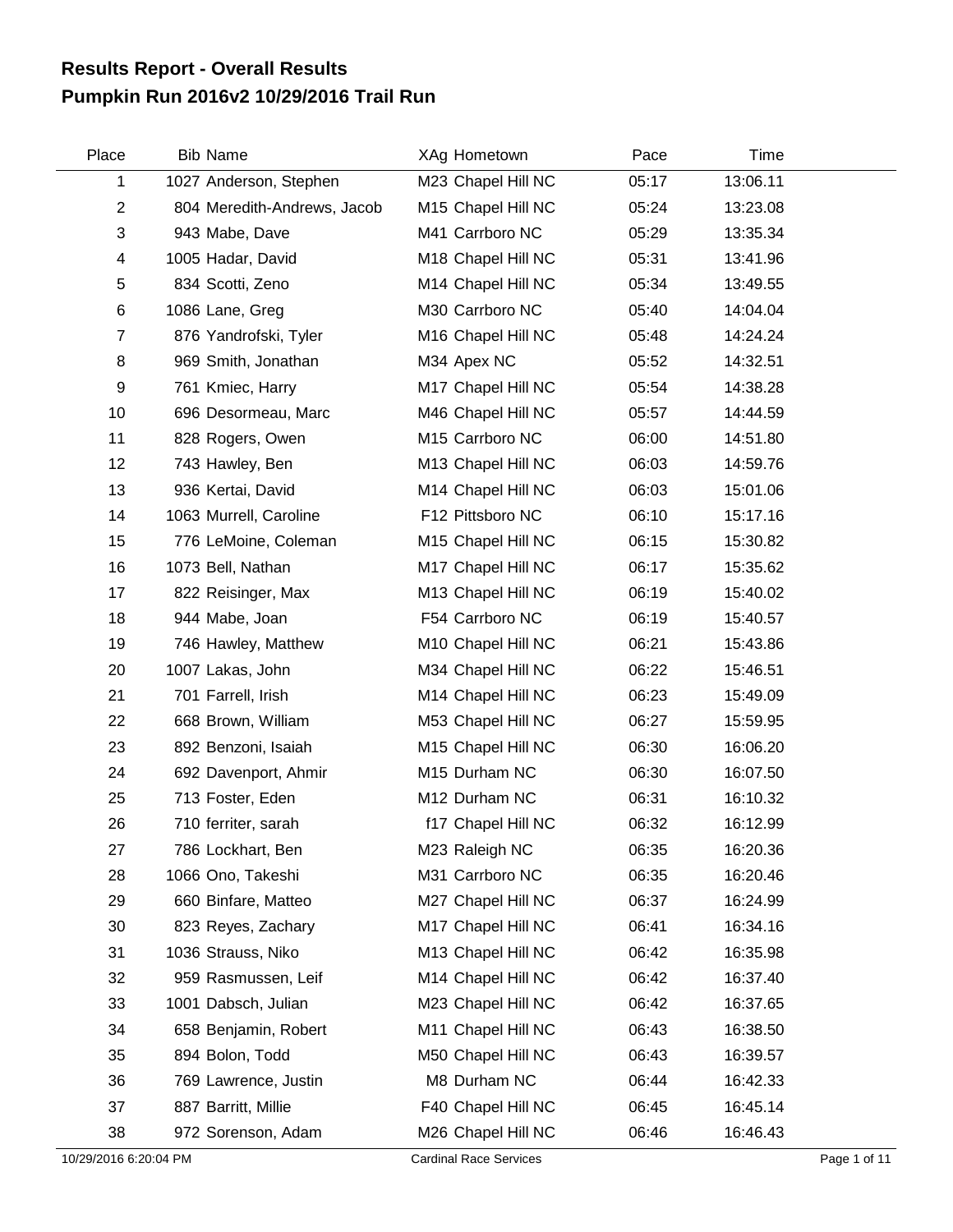# Results Report - Overall Results
# Pumpkin Run 2016v2 10/29/2016 Trail Run

| Place | Bib | Name | XAg | Hometown | Pace | Time |
|---|---|---|---|---|---|---|
| 1 | 1027 | Anderson, Stephen | M23 | Chapel Hill NC | 05:17 | 13:06.11 |
| 2 | 804 | Meredith-Andrews, Jacob | M15 | Chapel Hill NC | 05:24 | 13:23.08 |
| 3 | 943 | Mabe, Dave | M41 | Carrboro NC | 05:29 | 13:35.34 |
| 4 | 1005 | Hadar, David | M18 | Chapel Hill NC | 05:31 | 13:41.96 |
| 5 | 834 | Scotti, Zeno | M14 | Chapel Hill NC | 05:34 | 13:49.55 |
| 6 | 1086 | Lane, Greg | M30 | Carrboro NC | 05:40 | 14:04.04 |
| 7 | 876 | Yandrofski, Tyler | M16 | Chapel Hill NC | 05:48 | 14:24.24 |
| 8 | 969 | Smith, Jonathan | M34 | Apex NC | 05:52 | 14:32.51 |
| 9 | 761 | Kmiec, Harry | M17 | Chapel Hill NC | 05:54 | 14:38.28 |
| 10 | 696 | Desormeau, Marc | M46 | Chapel Hill NC | 05:57 | 14:44.59 |
| 11 | 828 | Rogers, Owen | M15 | Carrboro NC | 06:00 | 14:51.80 |
| 12 | 743 | Hawley, Ben | M13 | Chapel Hill NC | 06:03 | 14:59.76 |
| 13 | 936 | Kertai, David | M14 | Chapel Hill NC | 06:03 | 15:01.06 |
| 14 | 1063 | Murrell, Caroline | F12 | Pittsboro NC | 06:10 | 15:17.16 |
| 15 | 776 | LeMoine, Coleman | M15 | Chapel Hill NC | 06:15 | 15:30.82 |
| 16 | 1073 | Bell, Nathan | M17 | Chapel Hill NC | 06:17 | 15:35.62 |
| 17 | 822 | Reisinger, Max | M13 | Chapel Hill NC | 06:19 | 15:40.02 |
| 18 | 944 | Mabe, Joan | F54 | Carrboro NC | 06:19 | 15:40.57 |
| 19 | 746 | Hawley, Matthew | M10 | Chapel Hill NC | 06:21 | 15:43.86 |
| 20 | 1007 | Lakas, John | M34 | Chapel Hill NC | 06:22 | 15:46.51 |
| 21 | 701 | Farrell, Irish | M14 | Chapel Hill NC | 06:23 | 15:49.09 |
| 22 | 668 | Brown, William | M53 | Chapel Hill NC | 06:27 | 15:59.95 |
| 23 | 892 | Benzoni, Isaiah | M15 | Chapel Hill NC | 06:30 | 16:06.20 |
| 24 | 692 | Davenport, Ahmir | M15 | Durham NC | 06:30 | 16:07.50 |
| 25 | 713 | Foster, Eden | M12 | Durham NC | 06:31 | 16:10.32 |
| 26 | 710 | ferriter, sarah | f17 | Chapel Hill NC | 06:32 | 16:12.99 |
| 27 | 786 | Lockhart, Ben | M23 | Raleigh NC | 06:35 | 16:20.36 |
| 28 | 1066 | Ono, Takeshi | M31 | Carrboro NC | 06:35 | 16:20.46 |
| 29 | 660 | Binfare, Matteo | M27 | Chapel Hill NC | 06:37 | 16:24.99 |
| 30 | 823 | Reyes, Zachary | M17 | Chapel Hill NC | 06:41 | 16:34.16 |
| 31 | 1036 | Strauss, Niko | M13 | Chapel Hill NC | 06:42 | 16:35.98 |
| 32 | 959 | Rasmussen, Leif | M14 | Chapel Hill NC | 06:42 | 16:37.40 |
| 33 | 1001 | Dabsch, Julian | M23 | Chapel Hill NC | 06:42 | 16:37.65 |
| 34 | 658 | Benjamin, Robert | M11 | Chapel Hill NC | 06:43 | 16:38.50 |
| 35 | 894 | Bolon, Todd | M50 | Chapel Hill NC | 06:43 | 16:39.57 |
| 36 | 769 | Lawrence, Justin | M8 | Durham NC | 06:44 | 16:42.33 |
| 37 | 887 | Barritt, Millie | F40 | Chapel Hill NC | 06:45 | 16:45.14 |
| 38 | 972 | Sorenson, Adam | M26 | Chapel Hill NC | 06:46 | 16:46.43 |

10/29/2016 6:20:04 PM — Cardinal Race Services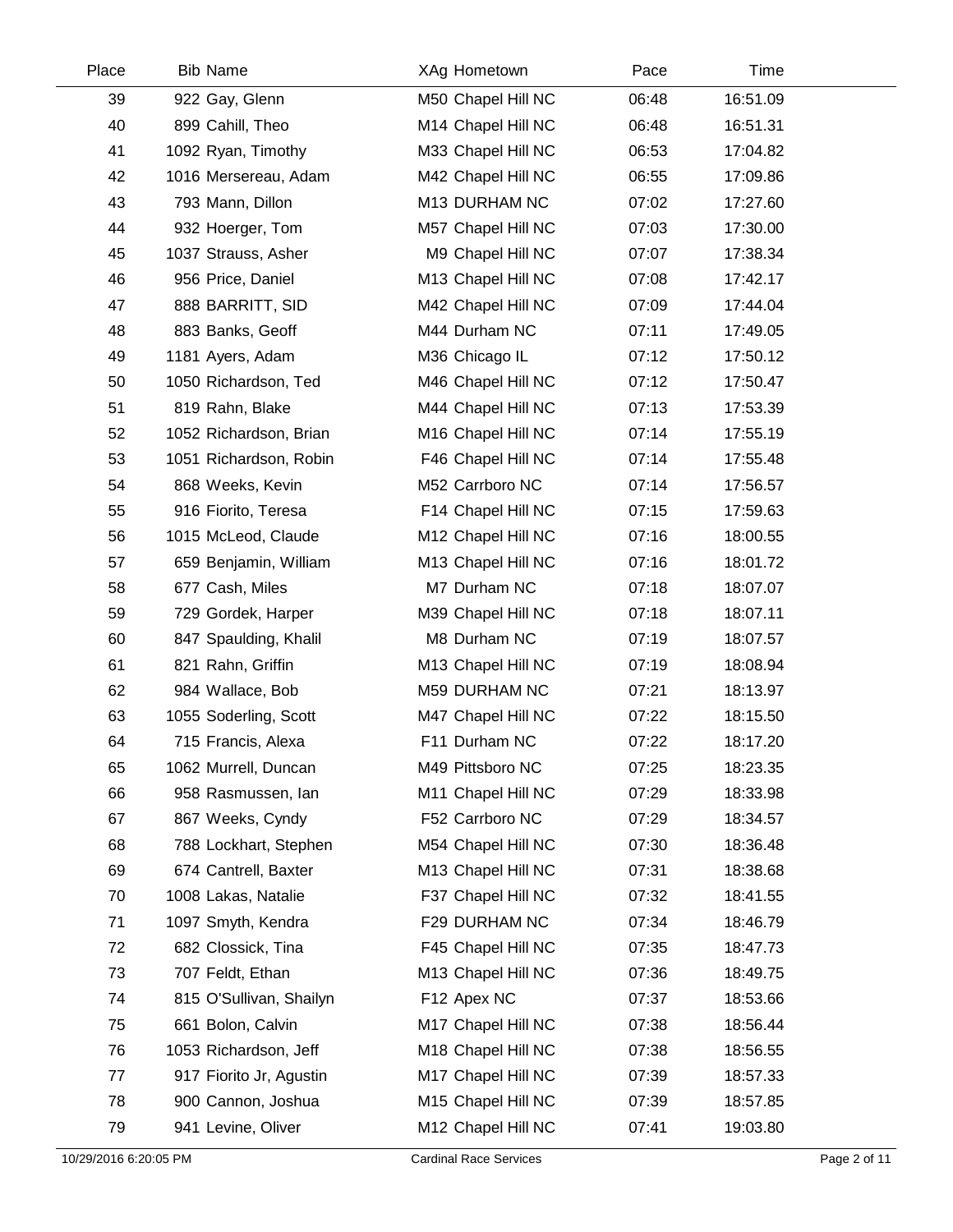| Place | Bib | Name | XAg | Hometown | Pace | Time |
|---|---|---|---|---|---|---|
| 39 | 922 | Gay, Glenn | M50 | Chapel Hill NC | 06:48 | 16:51.09 |
| 40 | 899 | Cahill, Theo | M14 | Chapel Hill NC | 06:48 | 16:51.31 |
| 41 | 1092 | Ryan, Timothy | M33 | Chapel Hill NC | 06:53 | 17:04.82 |
| 42 | 1016 | Mersereau, Adam | M42 | Chapel Hill NC | 06:55 | 17:09.86 |
| 43 | 793 | Mann, Dillon | M13 | DURHAM NC | 07:02 | 17:27.60 |
| 44 | 932 | Hoerger, Tom | M57 | Chapel Hill NC | 07:03 | 17:30.00 |
| 45 | 1037 | Strauss, Asher | M9 | Chapel Hill NC | 07:07 | 17:38.34 |
| 46 | 956 | Price, Daniel | M13 | Chapel Hill NC | 07:08 | 17:42.17 |
| 47 | 888 | BARRITT, SID | M42 | Chapel Hill NC | 07:09 | 17:44.04 |
| 48 | 883 | Banks, Geoff | M44 | Durham NC | 07:11 | 17:49.05 |
| 49 | 1181 | Ayers, Adam | M36 | Chicago IL | 07:12 | 17:50.12 |
| 50 | 1050 | Richardson, Ted | M46 | Chapel Hill NC | 07:12 | 17:50.47 |
| 51 | 819 | Rahn, Blake | M44 | Chapel Hill NC | 07:13 | 17:53.39 |
| 52 | 1052 | Richardson, Brian | M16 | Chapel Hill NC | 07:14 | 17:55.19 |
| 53 | 1051 | Richardson, Robin | F46 | Chapel Hill NC | 07:14 | 17:55.48 |
| 54 | 868 | Weeks, Kevin | M52 | Carrboro NC | 07:14 | 17:56.57 |
| 55 | 916 | Fiorito, Teresa | F14 | Chapel Hill NC | 07:15 | 17:59.63 |
| 56 | 1015 | McLeod, Claude | M12 | Chapel Hill NC | 07:16 | 18:00.55 |
| 57 | 659 | Benjamin, William | M13 | Chapel Hill NC | 07:16 | 18:01.72 |
| 58 | 677 | Cash, Miles | M7 | Durham NC | 07:18 | 18:07.07 |
| 59 | 729 | Gordek, Harper | M39 | Chapel Hill NC | 07:18 | 18:07.11 |
| 60 | 847 | Spaulding, Khalil | M8 | Durham NC | 07:19 | 18:07.57 |
| 61 | 821 | Rahn, Griffin | M13 | Chapel Hill NC | 07:19 | 18:08.94 |
| 62 | 984 | Wallace, Bob | M59 | DURHAM NC | 07:21 | 18:13.97 |
| 63 | 1055 | Soderling, Scott | M47 | Chapel Hill NC | 07:22 | 18:15.50 |
| 64 | 715 | Francis, Alexa | F11 | Durham NC | 07:22 | 18:17.20 |
| 65 | 1062 | Murrell, Duncan | M49 | Pittsboro NC | 07:25 | 18:23.35 |
| 66 | 958 | Rasmussen, Ian | M11 | Chapel Hill NC | 07:29 | 18:33.98 |
| 67 | 867 | Weeks, Cyndy | F52 | Carrboro NC | 07:29 | 18:34.57 |
| 68 | 788 | Lockhart, Stephen | M54 | Chapel Hill NC | 07:30 | 18:36.48 |
| 69 | 674 | Cantrell, Baxter | M13 | Chapel Hill NC | 07:31 | 18:38.68 |
| 70 | 1008 | Lakas, Natalie | F37 | Chapel Hill NC | 07:32 | 18:41.55 |
| 71 | 1097 | Smyth, Kendra | F29 | DURHAM NC | 07:34 | 18:46.79 |
| 72 | 682 | Clossick, Tina | F45 | Chapel Hill NC | 07:35 | 18:47.73 |
| 73 | 707 | Feldt, Ethan | M13 | Chapel Hill NC | 07:36 | 18:49.75 |
| 74 | 815 | O'Sullivan, Shailyn | F12 | Apex NC | 07:37 | 18:53.66 |
| 75 | 661 | Bolon, Calvin | M17 | Chapel Hill NC | 07:38 | 18:56.44 |
| 76 | 1053 | Richardson, Jeff | M18 | Chapel Hill NC | 07:38 | 18:56.55 |
| 77 | 917 | Fiorito Jr, Agustin | M17 | Chapel Hill NC | 07:39 | 18:57.33 |
| 78 | 900 | Cannon, Joshua | M15 | Chapel Hill NC | 07:39 | 18:57.85 |
| 79 | 941 | Levine, Oliver | M12 | Chapel Hill NC | 07:41 | 19:03.80 |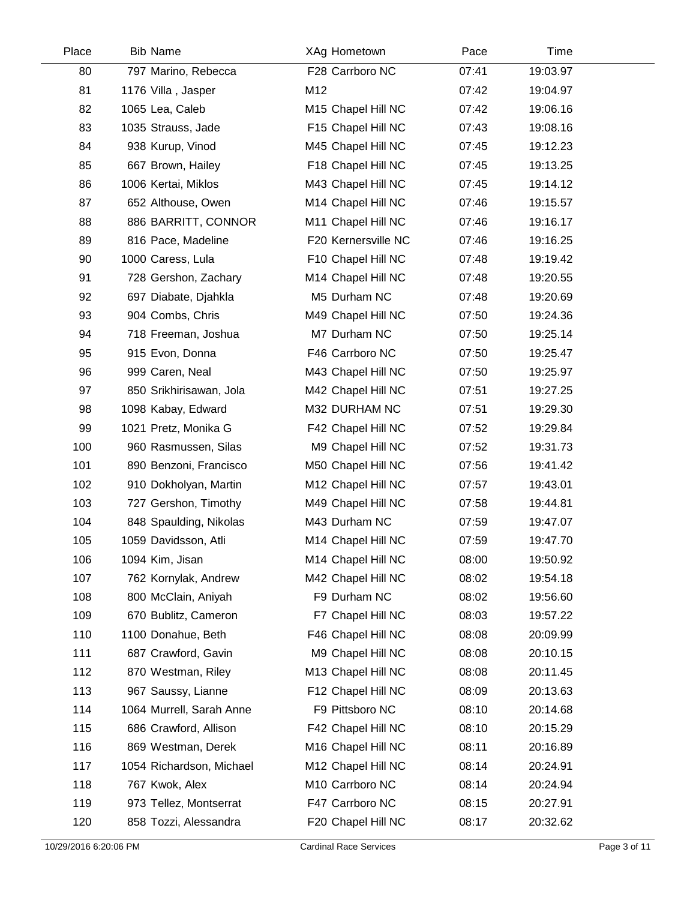| Place | Bib | Name | XAg | Hometown | Pace | Time |
|---|---|---|---|---|---|---|
| 80 | 797 | Marino, Rebecca | F28 | Carrboro NC | 07:41 | 19:03.97 |
| 81 | 1176 | Villa , Jasper | M12 | | 07:42 | 19:04.97 |
| 82 | 1065 | Lea, Caleb | M15 | Chapel Hill NC | 07:42 | 19:06.16 |
| 83 | 1035 | Strauss, Jade | F15 | Chapel Hill NC | 07:43 | 19:08.16 |
| 84 | 938 | Kurup, Vinod | M45 | Chapel Hill NC | 07:45 | 19:12.23 |
| 85 | 667 | Brown, Hailey | F18 | Chapel Hill NC | 07:45 | 19:13.25 |
| 86 | 1006 | Kertai, Miklos | M43 | Chapel Hill NC | 07:45 | 19:14.12 |
| 87 | 652 | Althouse, Owen | M14 | Chapel Hill NC | 07:46 | 19:15.57 |
| 88 | 886 | BARRITT, CONNOR | M11 | Chapel Hill NC | 07:46 | 19:16.17 |
| 89 | 816 | Pace, Madeline | F20 | Kernersville NC | 07:46 | 19:16.25 |
| 90 | 1000 | Caress, Lula | F10 | Chapel Hill NC | 07:48 | 19:19.42 |
| 91 | 728 | Gershon, Zachary | M14 | Chapel Hill NC | 07:48 | 19:20.55 |
| 92 | 697 | Diabate, Djahkla | M5 | Durham NC | 07:48 | 19:20.69 |
| 93 | 904 | Combs, Chris | M49 | Chapel Hill NC | 07:50 | 19:24.36 |
| 94 | 718 | Freeman, Joshua | M7 | Durham NC | 07:50 | 19:25.14 |
| 95 | 915 | Evon, Donna | F46 | Carrboro NC | 07:50 | 19:25.47 |
| 96 | 999 | Caren, Neal | M43 | Chapel Hill NC | 07:50 | 19:25.97 |
| 97 | 850 | Srikhirisawan, Jola | M42 | Chapel Hill NC | 07:51 | 19:27.25 |
| 98 | 1098 | Kabay, Edward | M32 | DURHAM NC | 07:51 | 19:29.30 |
| 99 | 1021 | Pretz, Monika G | F42 | Chapel Hill NC | 07:52 | 19:29.84 |
| 100 | 960 | Rasmussen, Silas | M9 | Chapel Hill NC | 07:52 | 19:31.73 |
| 101 | 890 | Benzoni, Francisco | M50 | Chapel Hill NC | 07:56 | 19:41.42 |
| 102 | 910 | Dokholyan, Martin | M12 | Chapel Hill NC | 07:57 | 19:43.01 |
| 103 | 727 | Gershon, Timothy | M49 | Chapel Hill NC | 07:58 | 19:44.81 |
| 104 | 848 | Spaulding, Nikolas | M43 | Durham NC | 07:59 | 19:47.07 |
| 105 | 1059 | Davidsson, Atli | M14 | Chapel Hill NC | 07:59 | 19:47.70 |
| 106 | 1094 | Kim, Jisan | M14 | Chapel Hill NC | 08:00 | 19:50.92 |
| 107 | 762 | Kornylak, Andrew | M42 | Chapel Hill NC | 08:02 | 19:54.18 |
| 108 | 800 | McClain, Aniyah | F9 | Durham NC | 08:02 | 19:56.60 |
| 109 | 670 | Bublitz, Cameron | F7 | Chapel Hill NC | 08:03 | 19:57.22 |
| 110 | 1100 | Donahue, Beth | F46 | Chapel Hill NC | 08:08 | 20:09.99 |
| 111 | 687 | Crawford, Gavin | M9 | Chapel Hill NC | 08:08 | 20:10.15 |
| 112 | 870 | Westman, Riley | M13 | Chapel Hill NC | 08:08 | 20:11.45 |
| 113 | 967 | Saussy, Lianne | F12 | Chapel Hill NC | 08:09 | 20:13.63 |
| 114 | 1064 | Murrell, Sarah Anne | F9 | Pittsboro NC | 08:10 | 20:14.68 |
| 115 | 686 | Crawford, Allison | F42 | Chapel Hill NC | 08:10 | 20:15.29 |
| 116 | 869 | Westman, Derek | M16 | Chapel Hill NC | 08:11 | 20:16.89 |
| 117 | 1054 | Richardson, Michael | M12 | Chapel Hill NC | 08:14 | 20:24.91 |
| 118 | 767 | Kwok, Alex | M10 | Carrboro NC | 08:14 | 20:24.94 |
| 119 | 973 | Tellez, Montserrat | F47 | Carrboro NC | 08:15 | 20:27.91 |
| 120 | 858 | Tozzi, Alessandra | F20 | Chapel Hill NC | 08:17 | 20:32.62 |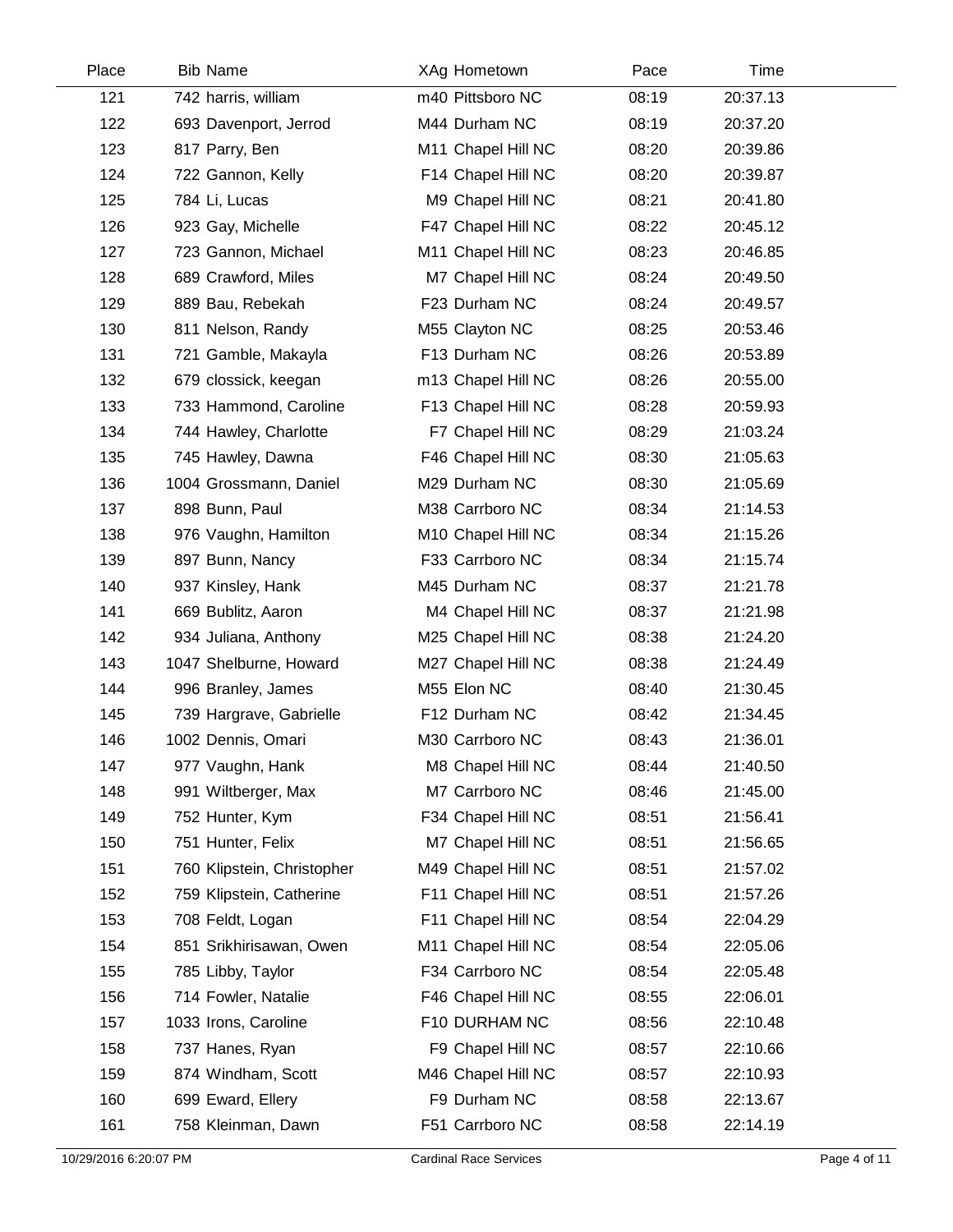| Place | Bib | Name | XAg | Hometown | Pace | Time |
|---|---|---|---|---|---|---|
| 121 | 742 | harris, william | m40 | Pittsboro NC | 08:19 | 20:37.13 |
| 122 | 693 | Davenport, Jerrod | M44 | Durham NC | 08:19 | 20:37.20 |
| 123 | 817 | Parry, Ben | M11 | Chapel Hill NC | 08:20 | 20:39.86 |
| 124 | 722 | Gannon, Kelly | F14 | Chapel Hill NC | 08:20 | 20:39.87 |
| 125 | 784 | Li, Lucas | M9 | Chapel Hill NC | 08:21 | 20:41.80 |
| 126 | 923 | Gay, Michelle | F47 | Chapel Hill NC | 08:22 | 20:45.12 |
| 127 | 723 | Gannon, Michael | M11 | Chapel Hill NC | 08:23 | 20:46.85 |
| 128 | 689 | Crawford, Miles | M7 | Chapel Hill NC | 08:24 | 20:49.50 |
| 129 | 889 | Bau, Rebekah | F23 | Durham NC | 08:24 | 20:49.57 |
| 130 | 811 | Nelson, Randy | M55 | Clayton NC | 08:25 | 20:53.46 |
| 131 | 721 | Gamble, Makayla | F13 | Durham NC | 08:26 | 20:53.89 |
| 132 | 679 | clossick, keegan | m13 | Chapel Hill NC | 08:26 | 20:55.00 |
| 133 | 733 | Hammond, Caroline | F13 | Chapel Hill NC | 08:28 | 20:59.93 |
| 134 | 744 | Hawley, Charlotte | F7 | Chapel Hill NC | 08:29 | 21:03.24 |
| 135 | 745 | Hawley, Dawna | F46 | Chapel Hill NC | 08:30 | 21:05.63 |
| 136 | 1004 | Grossmann, Daniel | M29 | Durham NC | 08:30 | 21:05.69 |
| 137 | 898 | Bunn, Paul | M38 | Carrboro NC | 08:34 | 21:14.53 |
| 138 | 976 | Vaughn, Hamilton | M10 | Chapel Hill NC | 08:34 | 21:15.26 |
| 139 | 897 | Bunn, Nancy | F33 | Carrboro NC | 08:34 | 21:15.74 |
| 140 | 937 | Kinsley, Hank | M45 | Durham NC | 08:37 | 21:21.78 |
| 141 | 669 | Bublitz, Aaron | M4 | Chapel Hill NC | 08:37 | 21:21.98 |
| 142 | 934 | Juliana, Anthony | M25 | Chapel Hill NC | 08:38 | 21:24.20 |
| 143 | 1047 | Shelburne, Howard | M27 | Chapel Hill NC | 08:38 | 21:24.49 |
| 144 | 996 | Branley, James | M55 | Elon NC | 08:40 | 21:30.45 |
| 145 | 739 | Hargrave, Gabrielle | F12 | Durham NC | 08:42 | 21:34.45 |
| 146 | 1002 | Dennis, Omari | M30 | Carrboro NC | 08:43 | 21:36.01 |
| 147 | 977 | Vaughn, Hank | M8 | Chapel Hill NC | 08:44 | 21:40.50 |
| 148 | 991 | Wiltberger, Max | M7 | Carrboro NC | 08:46 | 21:45.00 |
| 149 | 752 | Hunter, Kym | F34 | Chapel Hill NC | 08:51 | 21:56.41 |
| 150 | 751 | Hunter, Felix | M7 | Chapel Hill NC | 08:51 | 21:56.65 |
| 151 | 760 | Klipstein, Christopher | M49 | Chapel Hill NC | 08:51 | 21:57.02 |
| 152 | 759 | Klipstein, Catherine | F11 | Chapel Hill NC | 08:51 | 21:57.26 |
| 153 | 708 | Feldt, Logan | F11 | Chapel Hill NC | 08:54 | 22:04.29 |
| 154 | 851 | Srikhirisawan, Owen | M11 | Chapel Hill NC | 08:54 | 22:05.06 |
| 155 | 785 | Libby, Taylor | F34 | Carrboro NC | 08:54 | 22:05.48 |
| 156 | 714 | Fowler, Natalie | F46 | Chapel Hill NC | 08:55 | 22:06.01 |
| 157 | 1033 | Irons, Caroline | F10 | DURHAM NC | 08:56 | 22:10.48 |
| 158 | 737 | Hanes, Ryan | F9 | Chapel Hill NC | 08:57 | 22:10.66 |
| 159 | 874 | Windham, Scott | M46 | Chapel Hill NC | 08:57 | 22:10.93 |
| 160 | 699 | Eward, Ellery | F9 | Durham NC | 08:58 | 22:13.67 |
| 161 | 758 | Kleinman, Dawn | F51 | Carrboro NC | 08:58 | 22:14.19 |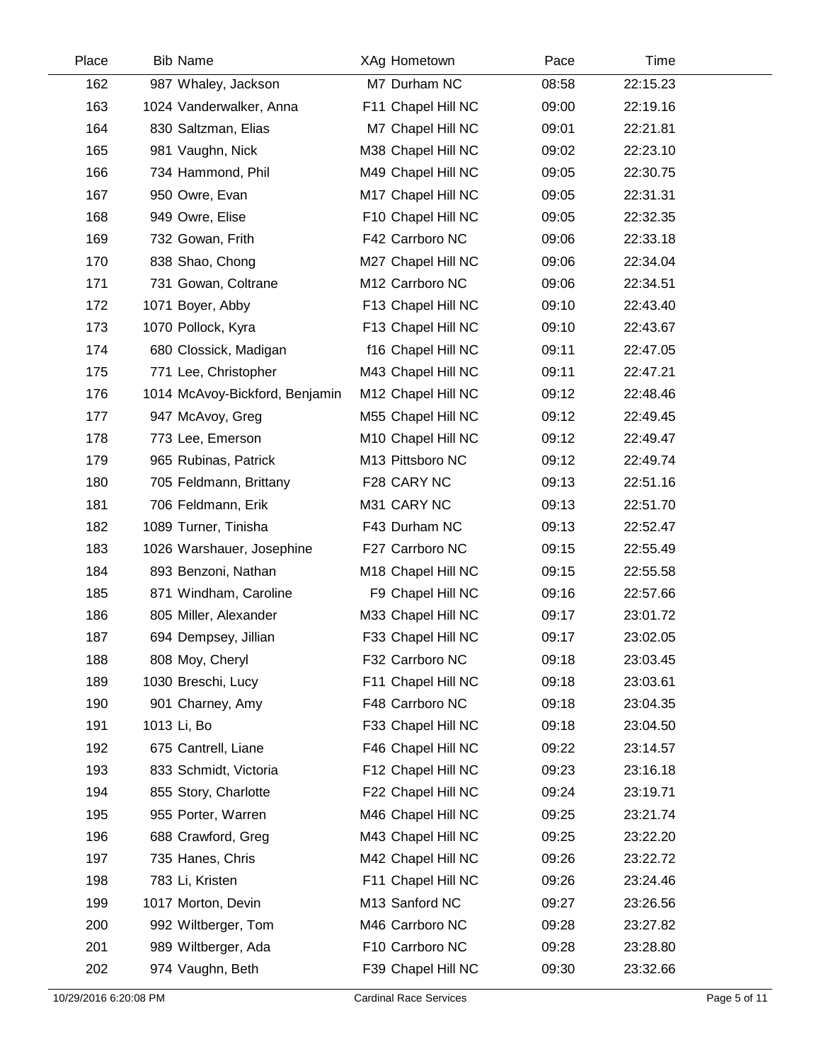| Place | Bib | Name | XAg | Hometown | Pace | Time |
|---|---|---|---|---|---|---|
| 162 | 987 | Whaley, Jackson | M7 | Durham NC | 08:58 | 22:15.23 |
| 163 | 1024 | Vanderwalker, Anna | F11 | Chapel Hill NC | 09:00 | 22:19.16 |
| 164 | 830 | Saltzman, Elias | M7 | Chapel Hill NC | 09:01 | 22:21.81 |
| 165 | 981 | Vaughn, Nick | M38 | Chapel Hill NC | 09:02 | 22:23.10 |
| 166 | 734 | Hammond, Phil | M49 | Chapel Hill NC | 09:05 | 22:30.75 |
| 167 | 950 | Owre, Evan | M17 | Chapel Hill NC | 09:05 | 22:31.31 |
| 168 | 949 | Owre, Elise | F10 | Chapel Hill NC | 09:05 | 22:32.35 |
| 169 | 732 | Gowan, Frith | F42 | Carrboro NC | 09:06 | 22:33.18 |
| 170 | 838 | Shao, Chong | M27 | Chapel Hill NC | 09:06 | 22:34.04 |
| 171 | 731 | Gowan, Coltrane | M12 | Carrboro NC | 09:06 | 22:34.51 |
| 172 | 1071 | Boyer, Abby | F13 | Chapel Hill NC | 09:10 | 22:43.40 |
| 173 | 1070 | Pollock, Kyra | F13 | Chapel Hill NC | 09:10 | 22:43.67 |
| 174 | 680 | Clossick, Madigan | f16 | Chapel Hill NC | 09:11 | 22:47.05 |
| 175 | 771 | Lee, Christopher | M43 | Chapel Hill NC | 09:11 | 22:47.21 |
| 176 | 1014 | McAvoy-Bickford, Benjamin | M12 | Chapel Hill NC | 09:12 | 22:48.46 |
| 177 | 947 | McAvoy, Greg | M55 | Chapel Hill NC | 09:12 | 22:49.45 |
| 178 | 773 | Lee, Emerson | M10 | Chapel Hill NC | 09:12 | 22:49.47 |
| 179 | 965 | Rubinas, Patrick | M13 | Pittsboro NC | 09:12 | 22:49.74 |
| 180 | 705 | Feldmann, Brittany | F28 | CARY NC | 09:13 | 22:51.16 |
| 181 | 706 | Feldmann, Erik | M31 | CARY NC | 09:13 | 22:51.70 |
| 182 | 1089 | Turner, Tinisha | F43 | Durham NC | 09:13 | 22:52.47 |
| 183 | 1026 | Warshauer, Josephine | F27 | Carrboro NC | 09:15 | 22:55.49 |
| 184 | 893 | Benzoni, Nathan | M18 | Chapel Hill NC | 09:15 | 22:55.58 |
| 185 | 871 | Windham, Caroline | F9 | Chapel Hill NC | 09:16 | 22:57.66 |
| 186 | 805 | Miller, Alexander | M33 | Chapel Hill NC | 09:17 | 23:01.72 |
| 187 | 694 | Dempsey, Jillian | F33 | Chapel Hill NC | 09:17 | 23:02.05 |
| 188 | 808 | Moy, Cheryl | F32 | Carrboro NC | 09:18 | 23:03.45 |
| 189 | 1030 | Breschi, Lucy | F11 | Chapel Hill NC | 09:18 | 23:03.61 |
| 190 | 901 | Charney, Amy | F48 | Carrboro NC | 09:18 | 23:04.35 |
| 191 | 1013 | Li, Bo | F33 | Chapel Hill NC | 09:18 | 23:04.50 |
| 192 | 675 | Cantrell, Liane | F46 | Chapel Hill NC | 09:22 | 23:14.57 |
| 193 | 833 | Schmidt, Victoria | F12 | Chapel Hill NC | 09:23 | 23:16.18 |
| 194 | 855 | Story, Charlotte | F22 | Chapel Hill NC | 09:24 | 23:19.71 |
| 195 | 955 | Porter, Warren | M46 | Chapel Hill NC | 09:25 | 23:21.74 |
| 196 | 688 | Crawford, Greg | M43 | Chapel Hill NC | 09:25 | 23:22.20 |
| 197 | 735 | Hanes, Chris | M42 | Chapel Hill NC | 09:26 | 23:22.72 |
| 198 | 783 | Li, Kristen | F11 | Chapel Hill NC | 09:26 | 23:24.46 |
| 199 | 1017 | Morton, Devin | M13 | Sanford NC | 09:27 | 23:26.56 |
| 200 | 992 | Wiltberger, Tom | M46 | Carrboro NC | 09:28 | 23:27.82 |
| 201 | 989 | Wiltberger, Ada | F10 | Carrboro NC | 09:28 | 23:28.80 |
| 202 | 974 | Vaughn, Beth | F39 | Chapel Hill NC | 09:30 | 23:32.66 |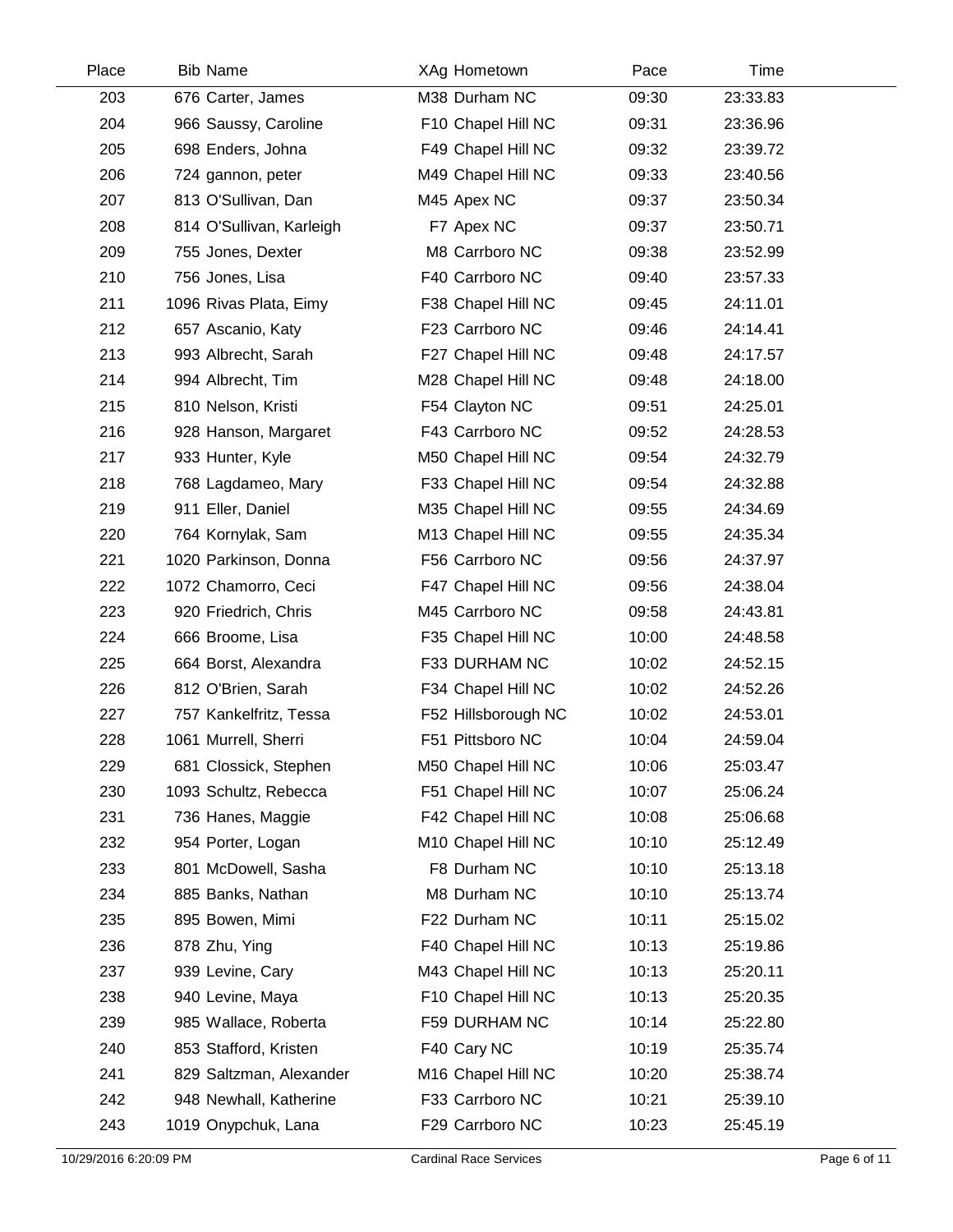| Place | Bib | Name | XAg | Hometown | Pace | Time |
|---|---|---|---|---|---|---|
| 203 | 676 | Carter, James | M38 | Durham NC | 09:30 | 23:33.83 |
| 204 | 966 | Saussy, Caroline | F10 | Chapel Hill NC | 09:31 | 23:36.96 |
| 205 | 698 | Enders, Johna | F49 | Chapel Hill NC | 09:32 | 23:39.72 |
| 206 | 724 | gannon, peter | M49 | Chapel Hill NC | 09:33 | 23:40.56 |
| 207 | 813 | O'Sullivan, Dan | M45 | Apex NC | 09:37 | 23:50.34 |
| 208 | 814 | O'Sullivan, Karleigh | F7 | Apex NC | 09:37 | 23:50.71 |
| 209 | 755 | Jones, Dexter | M8 | Carrboro NC | 09:38 | 23:52.99 |
| 210 | 756 | Jones, Lisa | F40 | Carrboro NC | 09:40 | 23:57.33 |
| 211 | 1096 | Rivas Plata, Eimy | F38 | Chapel Hill NC | 09:45 | 24:11.01 |
| 212 | 657 | Ascanio, Katy | F23 | Carrboro NC | 09:46 | 24:14.41 |
| 213 | 993 | Albrecht, Sarah | F27 | Chapel Hill NC | 09:48 | 24:17.57 |
| 214 | 994 | Albrecht, Tim | M28 | Chapel Hill NC | 09:48 | 24:18.00 |
| 215 | 810 | Nelson, Kristi | F54 | Clayton NC | 09:51 | 24:25.01 |
| 216 | 928 | Hanson, Margaret | F43 | Carrboro NC | 09:52 | 24:28.53 |
| 217 | 933 | Hunter, Kyle | M50 | Chapel Hill NC | 09:54 | 24:32.79 |
| 218 | 768 | Lagdameo, Mary | F33 | Chapel Hill NC | 09:54 | 24:32.88 |
| 219 | 911 | Eller, Daniel | M35 | Chapel Hill NC | 09:55 | 24:34.69 |
| 220 | 764 | Kornylak, Sam | M13 | Chapel Hill NC | 09:55 | 24:35.34 |
| 221 | 1020 | Parkinson, Donna | F56 | Carrboro NC | 09:56 | 24:37.97 |
| 222 | 1072 | Chamorro, Ceci | F47 | Chapel Hill NC | 09:56 | 24:38.04 |
| 223 | 920 | Friedrich, Chris | M45 | Carrboro NC | 09:58 | 24:43.81 |
| 224 | 666 | Broome, Lisa | F35 | Chapel Hill NC | 10:00 | 24:48.58 |
| 225 | 664 | Borst, Alexandra | F33 | DURHAM NC | 10:02 | 24:52.15 |
| 226 | 812 | O'Brien, Sarah | F34 | Chapel Hill NC | 10:02 | 24:52.26 |
| 227 | 757 | Kankelfritz, Tessa | F52 | Hillsborough NC | 10:02 | 24:53.01 |
| 228 | 1061 | Murrell, Sherri | F51 | Pittsboro NC | 10:04 | 24:59.04 |
| 229 | 681 | Clossick, Stephen | M50 | Chapel Hill NC | 10:06 | 25:03.47 |
| 230 | 1093 | Schultz, Rebecca | F51 | Chapel Hill NC | 10:07 | 25:06.24 |
| 231 | 736 | Hanes, Maggie | F42 | Chapel Hill NC | 10:08 | 25:06.68 |
| 232 | 954 | Porter, Logan | M10 | Chapel Hill NC | 10:10 | 25:12.49 |
| 233 | 801 | McDowell, Sasha | F8 | Durham NC | 10:10 | 25:13.18 |
| 234 | 885 | Banks, Nathan | M8 | Durham NC | 10:10 | 25:13.74 |
| 235 | 895 | Bowen, Mimi | F22 | Durham NC | 10:11 | 25:15.02 |
| 236 | 878 | Zhu, Ying | F40 | Chapel Hill NC | 10:13 | 25:19.86 |
| 237 | 939 | Levine, Cary | M43 | Chapel Hill NC | 10:13 | 25:20.11 |
| 238 | 940 | Levine, Maya | F10 | Chapel Hill NC | 10:13 | 25:20.35 |
| 239 | 985 | Wallace, Roberta | F59 | DURHAM NC | 10:14 | 25:22.80 |
| 240 | 853 | Stafford, Kristen | F40 | Cary NC | 10:19 | 25:35.74 |
| 241 | 829 | Saltzman, Alexander | M16 | Chapel Hill NC | 10:20 | 25:38.74 |
| 242 | 948 | Newhall, Katherine | F33 | Carrboro NC | 10:21 | 25:39.10 |
| 243 | 1019 | Onypchuk, Lana | F29 | Carrboro NC | 10:23 | 25:45.19 |

10/29/2016 6:20:09 PM Cardinal Race Services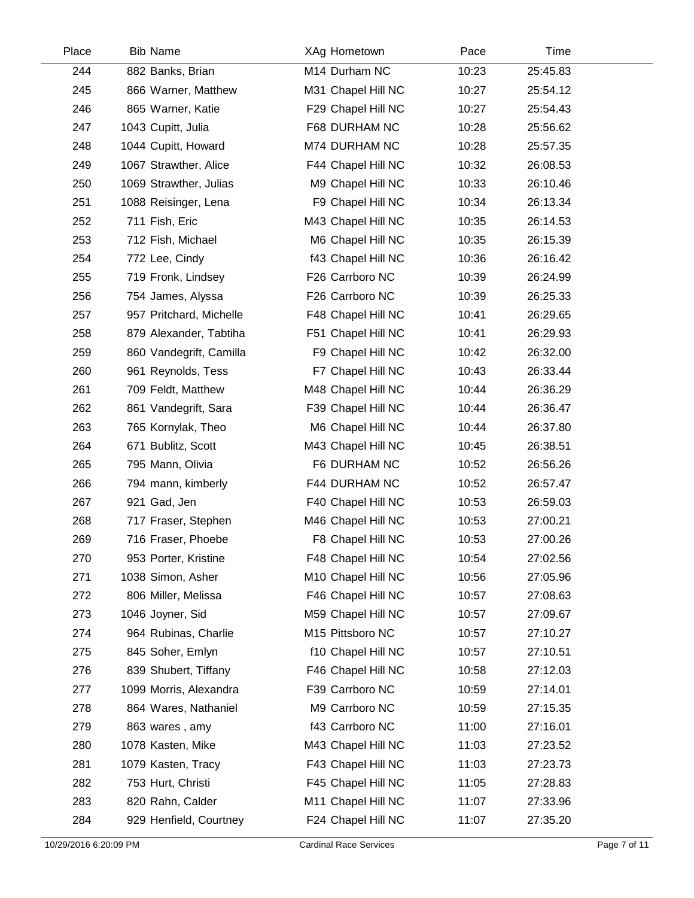| Place | Bib | Name | XAg | Hometown | Pace | Time |
|---|---|---|---|---|---|---|
| 244 | 882 | Banks, Brian | M14 | Durham NC | 10:23 | 25:45.83 |
| 245 | 866 | Warner, Matthew | M31 | Chapel Hill NC | 10:27 | 25:54.12 |
| 246 | 865 | Warner, Katie | F29 | Chapel Hill NC | 10:27 | 25:54.43 |
| 247 | 1043 | Cupitt, Julia | F68 | DURHAM NC | 10:28 | 25:56.62 |
| 248 | 1044 | Cupitt, Howard | M74 | DURHAM NC | 10:28 | 25:57.35 |
| 249 | 1067 | Strawther, Alice | F44 | Chapel Hill NC | 10:32 | 26:08.53 |
| 250 | 1069 | Strawther, Julias | M9 | Chapel Hill NC | 10:33 | 26:10.46 |
| 251 | 1088 | Reisinger, Lena | F9 | Chapel Hill NC | 10:34 | 26:13.34 |
| 252 | 711 | Fish, Eric | M43 | Chapel Hill NC | 10:35 | 26:14.53 |
| 253 | 712 | Fish, Michael | M6 | Chapel Hill NC | 10:35 | 26:15.39 |
| 254 | 772 | Lee, Cindy | f43 | Chapel Hill NC | 10:36 | 26:16.42 |
| 255 | 719 | Fronk, Lindsey | F26 | Carrboro NC | 10:39 | 26:24.99 |
| 256 | 754 | James, Alyssa | F26 | Carrboro NC | 10:39 | 26:25.33 |
| 257 | 957 | Pritchard, Michelle | F48 | Chapel Hill NC | 10:41 | 26:29.65 |
| 258 | 879 | Alexander, Tabtiha | F51 | Chapel Hill NC | 10:41 | 26:29.93 |
| 259 | 860 | Vandegrift, Camilla | F9 | Chapel Hill NC | 10:42 | 26:32.00 |
| 260 | 961 | Reynolds, Tess | F7 | Chapel Hill NC | 10:43 | 26:33.44 |
| 261 | 709 | Feldt, Matthew | M48 | Chapel Hill NC | 10:44 | 26:36.29 |
| 262 | 861 | Vandegrift, Sara | F39 | Chapel Hill NC | 10:44 | 26:36.47 |
| 263 | 765 | Kornylak, Theo | M6 | Chapel Hill NC | 10:44 | 26:37.80 |
| 264 | 671 | Bublitz, Scott | M43 | Chapel Hill NC | 10:45 | 26:38.51 |
| 265 | 795 | Mann, Olivia | F6 | DURHAM NC | 10:52 | 26:56.26 |
| 266 | 794 | mann, kimberly | F44 | DURHAM NC | 10:52 | 26:57.47 |
| 267 | 921 | Gad, Jen | F40 | Chapel Hill NC | 10:53 | 26:59.03 |
| 268 | 717 | Fraser, Stephen | M46 | Chapel Hill NC | 10:53 | 27:00.21 |
| 269 | 716 | Fraser, Phoebe | F8 | Chapel Hill NC | 10:53 | 27:00.26 |
| 270 | 953 | Porter, Kristine | F48 | Chapel Hill NC | 10:54 | 27:02.56 |
| 271 | 1038 | Simon, Asher | M10 | Chapel Hill NC | 10:56 | 27:05.96 |
| 272 | 806 | Miller, Melissa | F46 | Chapel Hill NC | 10:57 | 27:08.63 |
| 273 | 1046 | Joyner, Sid | M59 | Chapel Hill NC | 10:57 | 27:09.67 |
| 274 | 964 | Rubinas, Charlie | M15 | Pittsboro NC | 10:57 | 27:10.27 |
| 275 | 845 | Soher, Emlyn | f10 | Chapel Hill NC | 10:57 | 27:10.51 |
| 276 | 839 | Shubert, Tiffany | F46 | Chapel Hill NC | 10:58 | 27:12.03 |
| 277 | 1099 | Morris, Alexandra | F39 | Carrboro NC | 10:59 | 27:14.01 |
| 278 | 864 | Wares, Nathaniel | M9 | Carrboro NC | 10:59 | 27:15.35 |
| 279 | 863 | wares , amy | f43 | Carrboro NC | 11:00 | 27:16.01 |
| 280 | 1078 | Kasten, Mike | M43 | Chapel Hill NC | 11:03 | 27:23.52 |
| 281 | 1079 | Kasten, Tracy | F43 | Chapel Hill NC | 11:03 | 27:23.73 |
| 282 | 753 | Hurt, Christi | F45 | Chapel Hill NC | 11:05 | 27:28.83 |
| 283 | 820 | Rahn, Calder | M11 | Chapel Hill NC | 11:07 | 27:33.96 |
| 284 | 929 | Henfield, Courtney | F24 | Chapel Hill NC | 11:07 | 27:35.20 |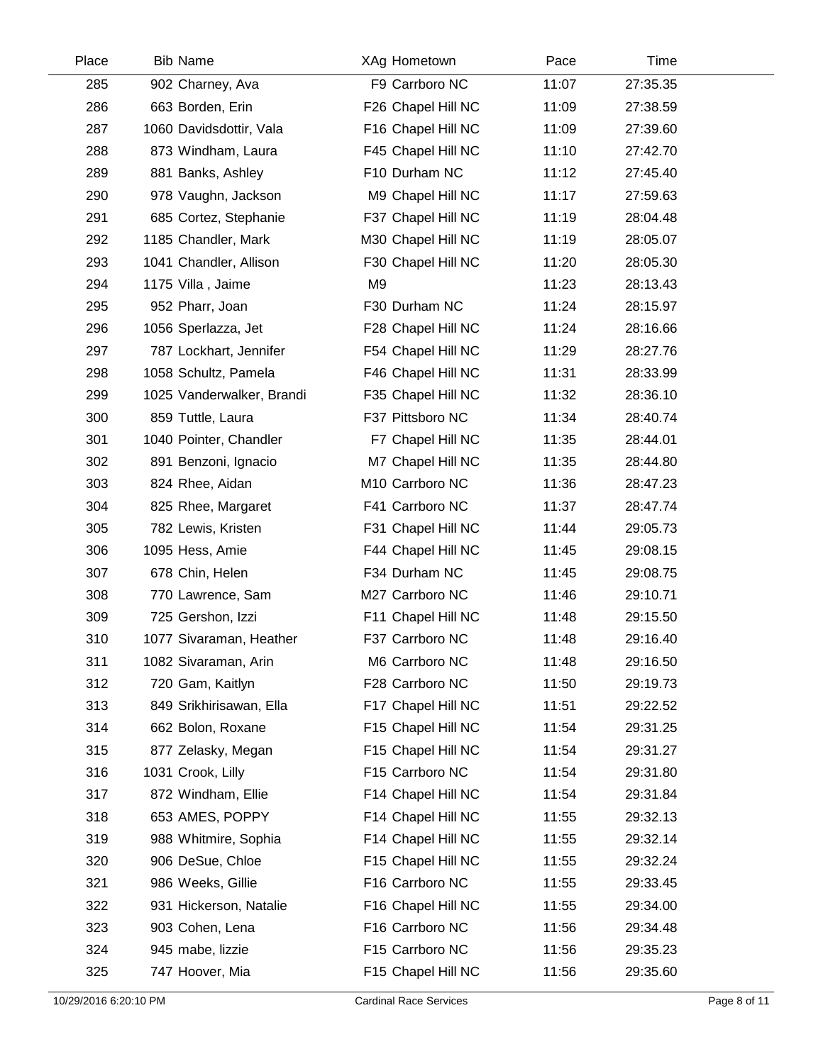| Place | Bib | Name | XAg | Hometown | Pace | Time |
|---|---|---|---|---|---|---|
| 285 | 902 | Charney, Ava | F9 | Carrboro NC | 11:07 | 27:35.35 |
| 286 | 663 | Borden, Erin | F26 | Chapel Hill NC | 11:09 | 27:38.59 |
| 287 | 1060 | Davidsdottir, Vala | F16 | Chapel Hill NC | 11:09 | 27:39.60 |
| 288 | 873 | Windham, Laura | F45 | Chapel Hill NC | 11:10 | 27:42.70 |
| 289 | 881 | Banks, Ashley | F10 | Durham NC | 11:12 | 27:45.40 |
| 290 | 978 | Vaughn, Jackson | M9 | Chapel Hill NC | 11:17 | 27:59.63 |
| 291 | 685 | Cortez, Stephanie | F37 | Chapel Hill NC | 11:19 | 28:04.48 |
| 292 | 1185 | Chandler, Mark | M30 | Chapel Hill NC | 11:19 | 28:05.07 |
| 293 | 1041 | Chandler, Allison | F30 | Chapel Hill NC | 11:20 | 28:05.30 |
| 294 | 1175 | Villa , Jaime | M9 | | 11:23 | 28:13.43 |
| 295 | 952 | Pharr, Joan | F30 | Durham NC | 11:24 | 28:15.97 |
| 296 | 1056 | Sperlazza, Jet | F28 | Chapel Hill NC | 11:24 | 28:16.66 |
| 297 | 787 | Lockhart, Jennifer | F54 | Chapel Hill NC | 11:29 | 28:27.76 |
| 298 | 1058 | Schultz, Pamela | F46 | Chapel Hill NC | 11:31 | 28:33.99 |
| 299 | 1025 | Vanderwalker, Brandi | F35 | Chapel Hill NC | 11:32 | 28:36.10 |
| 300 | 859 | Tuttle, Laura | F37 | Pittsboro NC | 11:34 | 28:40.74 |
| 301 | 1040 | Pointer, Chandler | F7 | Chapel Hill NC | 11:35 | 28:44.01 |
| 302 | 891 | Benzoni, Ignacio | M7 | Chapel Hill NC | 11:35 | 28:44.80 |
| 303 | 824 | Rhee, Aidan | M10 | Carrboro NC | 11:36 | 28:47.23 |
| 304 | 825 | Rhee, Margaret | F41 | Carrboro NC | 11:37 | 28:47.74 |
| 305 | 782 | Lewis, Kristen | F31 | Chapel Hill NC | 11:44 | 29:05.73 |
| 306 | 1095 | Hess, Amie | F44 | Chapel Hill NC | 11:45 | 29:08.15 |
| 307 | 678 | Chin, Helen | F34 | Durham NC | 11:45 | 29:08.75 |
| 308 | 770 | Lawrence, Sam | M27 | Carrboro NC | 11:46 | 29:10.71 |
| 309 | 725 | Gershon, Izzi | F11 | Chapel Hill NC | 11:48 | 29:15.50 |
| 310 | 1077 | Sivaraman, Heather | F37 | Carrboro NC | 11:48 | 29:16.40 |
| 311 | 1082 | Sivaraman, Arin | M6 | Carrboro NC | 11:48 | 29:16.50 |
| 312 | 720 | Gam, Kaitlyn | F28 | Carrboro NC | 11:50 | 29:19.73 |
| 313 | 849 | Srikhirisawan, Ella | F17 | Chapel Hill NC | 11:51 | 29:22.52 |
| 314 | 662 | Bolon, Roxane | F15 | Chapel Hill NC | 11:54 | 29:31.25 |
| 315 | 877 | Zelasky, Megan | F15 | Chapel Hill NC | 11:54 | 29:31.27 |
| 316 | 1031 | Crook, Lilly | F15 | Carrboro NC | 11:54 | 29:31.80 |
| 317 | 872 | Windham, Ellie | F14 | Chapel Hill NC | 11:54 | 29:31.84 |
| 318 | 653 | AMES, POPPY | F14 | Chapel Hill NC | 11:55 | 29:32.13 |
| 319 | 988 | Whitmire, Sophia | F14 | Chapel Hill NC | 11:55 | 29:32.14 |
| 320 | 906 | DeSue, Chloe | F15 | Chapel Hill NC | 11:55 | 29:32.24 |
| 321 | 986 | Weeks, Gillie | F16 | Carrboro NC | 11:55 | 29:33.45 |
| 322 | 931 | Hickerson, Natalie | F16 | Chapel Hill NC | 11:55 | 29:34.00 |
| 323 | 903 | Cohen, Lena | F16 | Carrboro NC | 11:56 | 29:34.48 |
| 324 | 945 | mabe, lizzie | F15 | Carrboro NC | 11:56 | 29:35.23 |
| 325 | 747 | Hoover, Mia | F15 | Chapel Hill NC | 11:56 | 29:35.60 |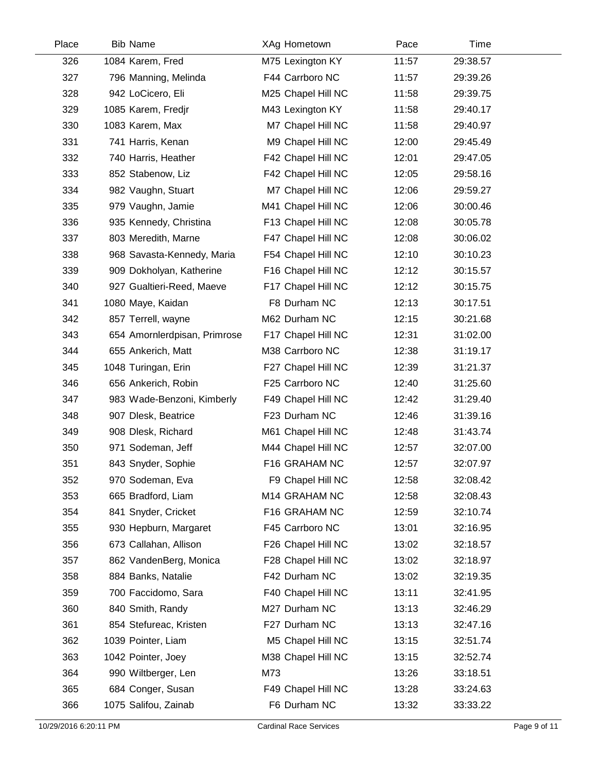| Place | Bib | Name | XAg | Hometown | Pace | Time |
|---|---|---|---|---|---|---|
| 326 | 1084 | Karem, Fred | M75 | Lexington KY | 11:57 | 29:38.57 |
| 327 | 796 | Manning, Melinda | F44 | Carrboro NC | 11:57 | 29:39.26 |
| 328 | 942 | LoCicero, Eli | M25 | Chapel Hill NC | 11:58 | 29:39.75 |
| 329 | 1085 | Karem, Fredjr | M43 | Lexington KY | 11:58 | 29:40.17 |
| 330 | 1083 | Karem, Max | M7 | Chapel Hill NC | 11:58 | 29:40.97 |
| 331 | 741 | Harris, Kenan | M9 | Chapel Hill NC | 12:00 | 29:45.49 |
| 332 | 740 | Harris, Heather | F42 | Chapel Hill NC | 12:01 | 29:47.05 |
| 333 | 852 | Stabenow, Liz | F42 | Chapel Hill NC | 12:05 | 29:58.16 |
| 334 | 982 | Vaughn, Stuart | M7 | Chapel Hill NC | 12:06 | 29:59.27 |
| 335 | 979 | Vaughn, Jamie | M41 | Chapel Hill NC | 12:06 | 30:00.46 |
| 336 | 935 | Kennedy, Christina | F13 | Chapel Hill NC | 12:08 | 30:05.78 |
| 337 | 803 | Meredith, Marne | F47 | Chapel Hill NC | 12:08 | 30:06.02 |
| 338 | 968 | Savasta-Kennedy, Maria | F54 | Chapel Hill NC | 12:10 | 30:10.23 |
| 339 | 909 | Dokholyan, Katherine | F16 | Chapel Hill NC | 12:12 | 30:15.57 |
| 340 | 927 | Gualtieri-Reed, Maeve | F17 | Chapel Hill NC | 12:12 | 30:15.75 |
| 341 | 1080 | Maye, Kaidan | F8 | Durham NC | 12:13 | 30:17.51 |
| 342 | 857 | Terrell, wayne | M62 | Durham NC | 12:15 | 30:21.68 |
| 343 | 654 | Amornlerdpisan, Primrose | F17 | Chapel Hill NC | 12:31 | 31:02.00 |
| 344 | 655 | Ankerich, Matt | M38 | Carrboro NC | 12:38 | 31:19.17 |
| 345 | 1048 | Turingan, Erin | F27 | Chapel Hill NC | 12:39 | 31:21.37 |
| 346 | 656 | Ankerich, Robin | F25 | Carrboro NC | 12:40 | 31:25.60 |
| 347 | 983 | Wade-Benzoni, Kimberly | F49 | Chapel Hill NC | 12:42 | 31:29.40 |
| 348 | 907 | Dlesk, Beatrice | F23 | Durham NC | 12:46 | 31:39.16 |
| 349 | 908 | Dlesk, Richard | M61 | Chapel Hill NC | 12:48 | 31:43.74 |
| 350 | 971 | Sodeman, Jeff | M44 | Chapel Hill NC | 12:57 | 32:07.00 |
| 351 | 843 | Snyder, Sophie | F16 | GRAHAM NC | 12:57 | 32:07.97 |
| 352 | 970 | Sodeman, Eva | F9 | Chapel Hill NC | 12:58 | 32:08.42 |
| 353 | 665 | Bradford, Liam | M14 | GRAHAM NC | 12:58 | 32:08.43 |
| 354 | 841 | Snyder, Cricket | F16 | GRAHAM NC | 12:59 | 32:10.74 |
| 355 | 930 | Hepburn, Margaret | F45 | Carrboro NC | 13:01 | 32:16.95 |
| 356 | 673 | Callahan, Allison | F26 | Chapel Hill NC | 13:02 | 32:18.57 |
| 357 | 862 | VandenBerg, Monica | F28 | Chapel Hill NC | 13:02 | 32:18.97 |
| 358 | 884 | Banks, Natalie | F42 | Durham NC | 13:02 | 32:19.35 |
| 359 | 700 | Faccidomo, Sara | F40 | Chapel Hill NC | 13:11 | 32:41.95 |
| 360 | 840 | Smith, Randy | M27 | Durham NC | 13:13 | 32:46.29 |
| 361 | 854 | Stefureac, Kristen | F27 | Durham NC | 13:13 | 32:47.16 |
| 362 | 1039 | Pointer, Liam | M5 | Chapel Hill NC | 13:15 | 32:51.74 |
| 363 | 1042 | Pointer, Joey | M38 | Chapel Hill NC | 13:15 | 32:52.74 |
| 364 | 990 | Wiltberger, Len | M73 | | 13:26 | 33:18.51 |
| 365 | 684 | Conger, Susan | F49 | Chapel Hill NC | 13:28 | 33:24.63 |
| 366 | 1075 | Salifou, Zainab | F6 | Durham NC | 13:32 | 33:33.22 |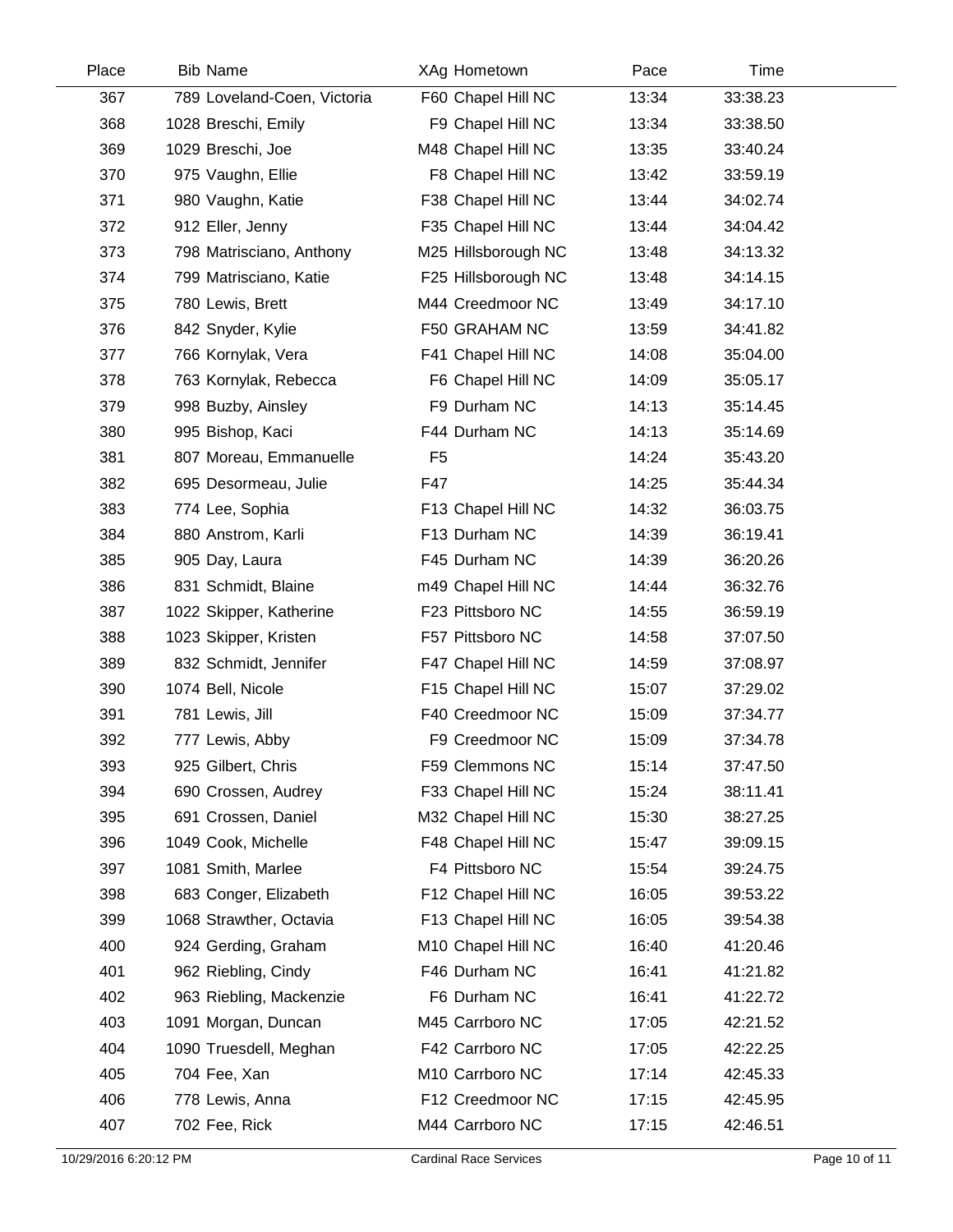| Place | Bib | Name | XAg | Hometown | Pace | Time |
| --- | --- | --- | --- | --- | --- | --- |
| 367 | 789 | Loveland-Coen, Victoria | F60 | Chapel Hill NC | 13:34 | 33:38.23 |
| 368 | 1028 | Breschi, Emily | F9 | Chapel Hill NC | 13:34 | 33:38.50 |
| 369 | 1029 | Breschi, Joe | M48 | Chapel Hill NC | 13:35 | 33:40.24 |
| 370 | 975 | Vaughn, Ellie | F8 | Chapel Hill NC | 13:42 | 33:59.19 |
| 371 | 980 | Vaughn, Katie | F38 | Chapel Hill NC | 13:44 | 34:02.74 |
| 372 | 912 | Eller, Jenny | F35 | Chapel Hill NC | 13:44 | 34:04.42 |
| 373 | 798 | Matrisciano, Anthony | M25 | Hillsborough NC | 13:48 | 34:13.32 |
| 374 | 799 | Matrisciano, Katie | F25 | Hillsborough NC | 13:48 | 34:14.15 |
| 375 | 780 | Lewis, Brett | M44 | Creedmoor NC | 13:49 | 34:17.10 |
| 376 | 842 | Snyder, Kylie | F50 | GRAHAM NC | 13:59 | 34:41.82 |
| 377 | 766 | Kornylak, Vera | F41 | Chapel Hill NC | 14:08 | 35:04.00 |
| 378 | 763 | Kornylak, Rebecca | F6 | Chapel Hill NC | 14:09 | 35:05.17 |
| 379 | 998 | Buzby, Ainsley | F9 | Durham NC | 14:13 | 35:14.45 |
| 380 | 995 | Bishop, Kaci | F44 | Durham NC | 14:13 | 35:14.69 |
| 381 | 807 | Moreau, Emmanuelle | F5 | | 14:24 | 35:43.20 |
| 382 | 695 | Desormeau, Julie | F47 | | 14:25 | 35:44.34 |
| 383 | 774 | Lee, Sophia | F13 | Chapel Hill NC | 14:32 | 36:03.75 |
| 384 | 880 | Anstrom, Karli | F13 | Durham NC | 14:39 | 36:19.41 |
| 385 | 905 | Day, Laura | F45 | Durham NC | 14:39 | 36:20.26 |
| 386 | 831 | Schmidt, Blaine | m49 | Chapel Hill NC | 14:44 | 36:32.76 |
| 387 | 1022 | Skipper, Katherine | F23 | Pittsboro NC | 14:55 | 36:59.19 |
| 388 | 1023 | Skipper, Kristen | F57 | Pittsboro NC | 14:58 | 37:07.50 |
| 389 | 832 | Schmidt, Jennifer | F47 | Chapel Hill NC | 14:59 | 37:08.97 |
| 390 | 1074 | Bell, Nicole | F15 | Chapel Hill NC | 15:07 | 37:29.02 |
| 391 | 781 | Lewis, Jill | F40 | Creedmoor NC | 15:09 | 37:34.77 |
| 392 | 777 | Lewis, Abby | F9 | Creedmoor NC | 15:09 | 37:34.78 |
| 393 | 925 | Gilbert, Chris | F59 | Clemmons NC | 15:14 | 37:47.50 |
| 394 | 690 | Crossen, Audrey | F33 | Chapel Hill NC | 15:24 | 38:11.41 |
| 395 | 691 | Crossen, Daniel | M32 | Chapel Hill NC | 15:30 | 38:27.25 |
| 396 | 1049 | Cook, Michelle | F48 | Chapel Hill NC | 15:47 | 39:09.15 |
| 397 | 1081 | Smith, Marlee | F4 | Pittsboro NC | 15:54 | 39:24.75 |
| 398 | 683 | Conger, Elizabeth | F12 | Chapel Hill NC | 16:05 | 39:53.22 |
| 399 | 1068 | Strawther, Octavia | F13 | Chapel Hill NC | 16:05 | 39:54.38 |
| 400 | 924 | Gerding, Graham | M10 | Chapel Hill NC | 16:40 | 41:20.46 |
| 401 | 962 | Riebling, Cindy | F46 | Durham NC | 16:41 | 41:21.82 |
| 402 | 963 | Riebling, Mackenzie | F6 | Durham NC | 16:41 | 41:22.72 |
| 403 | 1091 | Morgan, Duncan | M45 | Carrboro NC | 17:05 | 42:21.52 |
| 404 | 1090 | Truesdell, Meghan | F42 | Carrboro NC | 17:05 | 42:22.25 |
| 405 | 704 | Fee, Xan | M10 | Carrboro NC | 17:14 | 42:45.33 |
| 406 | 778 | Lewis, Anna | F12 | Creedmoor NC | 17:15 | 42:45.95 |
| 407 | 702 | Fee, Rick | M44 | Carrboro NC | 17:15 | 42:46.51 |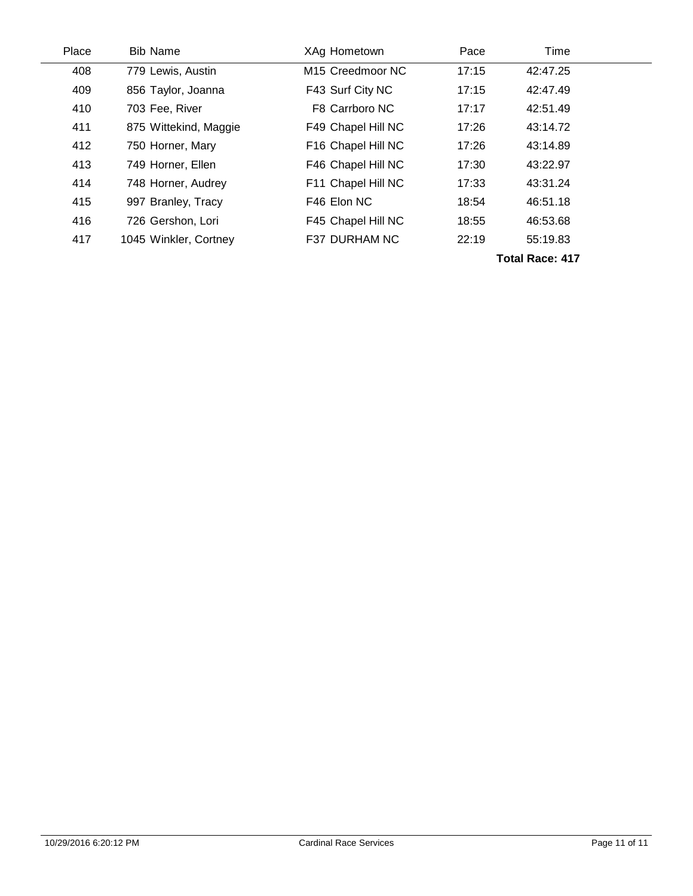| Place | Bib | Name | XAg | Hometown | Pace | Time |
|---|---|---|---|---|---|---|
| 408 | 779 | Lewis, Austin | M15 | Creedmoor NC | 17:15 | 42:47.25 |
| 409 | 856 | Taylor, Joanna | F43 | Surf City NC | 17:15 | 42:47.49 |
| 410 | 703 | Fee, River | F8 | Carrboro NC | 17:17 | 42:51.49 |
| 411 | 875 | Wittekind, Maggie | F49 | Chapel Hill NC | 17:26 | 43:14.72 |
| 412 | 750 | Horner, Mary | F16 | Chapel Hill NC | 17:26 | 43:14.89 |
| 413 | 749 | Horner, Ellen | F46 | Chapel Hill NC | 17:30 | 43:22.97 |
| 414 | 748 | Horner, Audrey | F11 | Chapel Hill NC | 17:33 | 43:31.24 |
| 415 | 997 | Branley, Tracy | F46 | Elon NC | 18:54 | 46:51.18 |
| 416 | 726 | Gershon, Lori | F45 | Chapel Hill NC | 18:55 | 46:53.68 |
| 417 | 1045 | Winkler, Cortney | F37 | DURHAM NC | 22:19 | 55:19.83 |

**Total Race: 417**

10/29/2016 6:20:12 PM

Cardinal Race Services